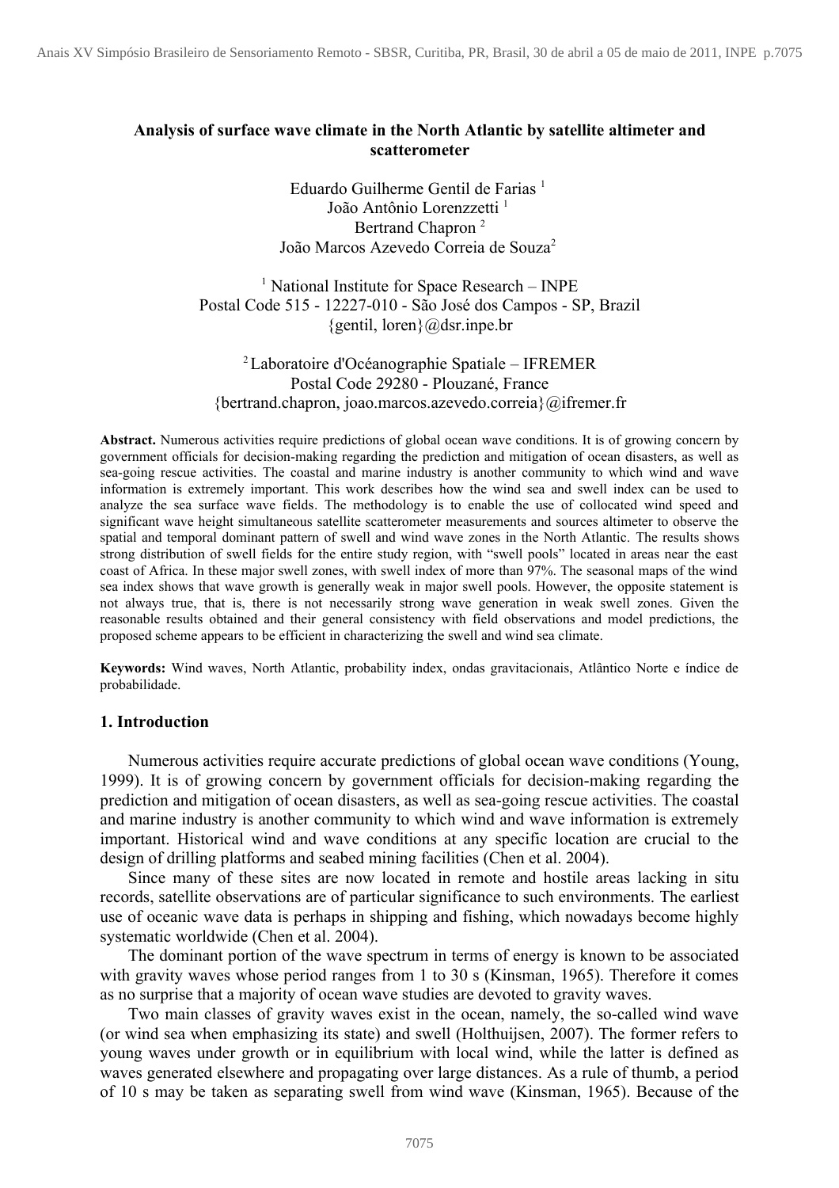# Analysis of surface wave climate in the North Atlantic by satellite altimeter and scatterometer

Eduardo Guilherme Gentil de Farias [1]
João Antônio Lorenzzetti [1]
Bertrand Chapron [2]
João Marcos Azevedo Correia de Souza[2]

[1] National Institute for Space Research – INPE
Postal Code 515 - 12227-010 - São José dos Campos - SP, Brazil
{gentil, loren}@dsr.inpe.br

[2] Laboratoire d'Océanographie Spatiale – IFREMER
Postal Code 29280 - Plouzané, France
{bertrand.chapron, joao.marcos.azevedo.correia}@ifremer.fr

**Abstract.** Numerous activities require predictions of global ocean wave conditions. It is of growing concern by government officials for decision-making regarding the prediction and mitigation of ocean disasters, as well as sea-going rescue activities. The coastal and marine industry is another community to which wind and wave information is extremely important. This work describes how the wind sea and swell index can be used to analyze the sea surface wave fields. The methodology is to enable the use of collocated wind speed and significant wave height simultaneous satellite scatterometer measurements and sources altimeter to observe the spatial and temporal dominant pattern of swell and wind wave zones in the North Atlantic. The results shows strong distribution of swell fields for the entire study region, with "swell pools" located in areas near the east coast of Africa. In these major swell zones, with swell index of more than 97%. The seasonal maps of the wind sea index shows that wave growth is generally weak in major swell pools. However, the opposite statement is not always true, that is, there is not necessarily strong wave generation in weak swell zones. Given the reasonable results obtained and their general consistency with field observations and model predictions, the proposed scheme appears to be efficient in characterizing the swell and wind sea climate.

**Keywords:** Wind waves, North Atlantic, probability index, ondas gravitacionais, Atlântico Norte e índice de probabilidade.

## 1. Introduction

Numerous activities require accurate predictions of global ocean wave conditions (Young, 1999). It is of growing concern by government officials for decision-making regarding the prediction and mitigation of ocean disasters, as well as sea-going rescue activities. The coastal and marine industry is another community to which wind and wave information is extremely important. Historical wind and wave conditions at any specific location are crucial to the design of drilling platforms and seabed mining facilities (Chen et al. 2004).

Since many of these sites are now located in remote and hostile areas lacking in situ records, satellite observations are of particular significance to such environments. The earliest use of oceanic wave data is perhaps in shipping and fishing, which nowadays become highly systematic worldwide (Chen et al. 2004).

The dominant portion of the wave spectrum in terms of energy is known to be associated with gravity waves whose period ranges from 1 to 30 s (Kinsman, 1965). Therefore it comes as no surprise that a majority of ocean wave studies are devoted to gravity waves.

Two main classes of gravity waves exist in the ocean, namely, the so-called wind wave (or wind sea when emphasizing its state) and swell (Holthuijsen, 2007). The former refers to young waves under growth or in equilibrium with local wind, while the latter is defined as waves generated elsewhere and propagating over large distances. As a rule of thumb, a period of 10 s may be taken as separating swell from wind wave (Kinsman, 1965). Because of the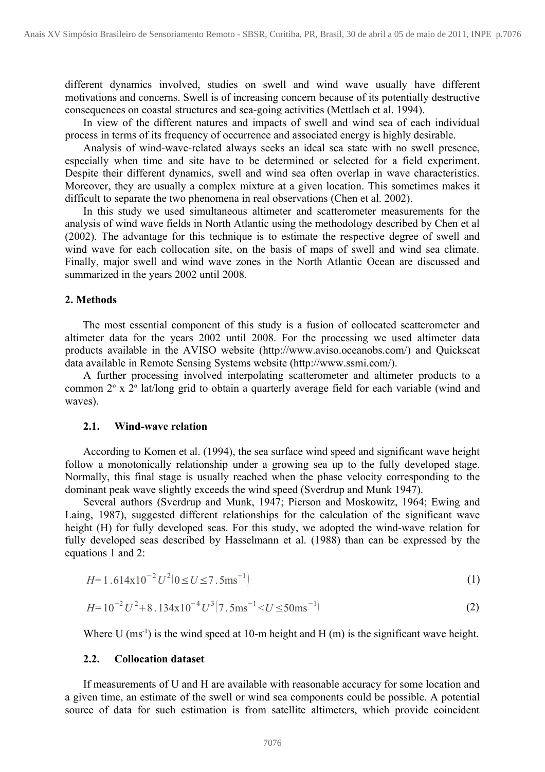different dynamics involved, studies on swell and wind wave usually have different motivations and concerns. Swell is of increasing concern because of its potentially destructive consequences on coastal structures and sea-going activities (Mettlach et al. 1994).

In view of the different natures and impacts of swell and wind sea of each individual process in terms of its frequency of occurrence and associated energy is highly desirable.

Analysis of wind-wave-related always seeks an ideal sea state with no swell presence, especially when time and site have to be determined or selected for a field experiment. Despite their different dynamics, swell and wind sea often overlap in wave characteristics. Moreover, they are usually a complex mixture at a given location. This sometimes makes it difficult to separate the two phenomena in real observations (Chen et al. 2002).

In this study we used simultaneous altimeter and scatterometer measurements for the analysis of wind wave fields in North Atlantic using the methodology described by Chen et al (2002). The advantage for this technique is to estimate the respective degree of swell and wind wave for each collocation site, on the basis of maps of swell and wind sea climate. Finally, major swell and wind wave zones in the North Atlantic Ocean are discussed and summarized in the years 2002 until 2008.

## 2. Methods

The most essential component of this study is a fusion of collocated scatterometer and altimeter data for the years 2002 until 2008. For the processing we used altimeter data products available in the AVISO website (http://www.aviso.oceanobs.com/) and Quickscat data available in Remote Sensing Systems website (http://www.ssmi.com/).

A further processing involved interpolating scatterometer and altimeter products to a common 2º x 2º lat/long grid to obtain a quarterly average field for each variable (wind and waves).

### 2.1. Wind-wave relation

According to Komen et al. (1994), the sea surface wind speed and significant wave height follow a monotonically relationship under a growing sea up to the fully developed stage. Normally, this final stage is usually reached when the phase velocity corresponding to the dominant peak wave slightly exceeds the wind speed (Sverdrup and Munk 1947).

Several authors (Sverdrup and Munk, 1947; Pierson and Moskowitz, 1964; Ewing and Laing, 1987), suggested different relationships for the calculation of the significant wave height (H) for fully developed seas. For this study, we adopted the wind-wave relation for fully developed seas described by Hasselmann et al. (1988) than can be expressed by the equations 1 and 2:

$$H = 1.614\text{x}10^{-2} U^2 \left(0 \leq U \leq 7.5\text{ms}^{-1}\right) \tag{1}$$

$$H = 10^{-2} U^2 + 8.134\text{x}10^{-4} U^3 \left(7.5\text{ms}^{-1} < U \leq 50\text{ms}^{-1}\right) \tag{2}$$

Where U ($\text{ms}^{-1}$) is the wind speed at 10-m height and H (m) is the significant wave height.

### 2.2. Collocation dataset

If measurements of U and H are available with reasonable accuracy for some location and a given time, an estimate of the swell or wind sea components could be possible. A potential source of data for such estimation is from satellite altimeters, which provide coincident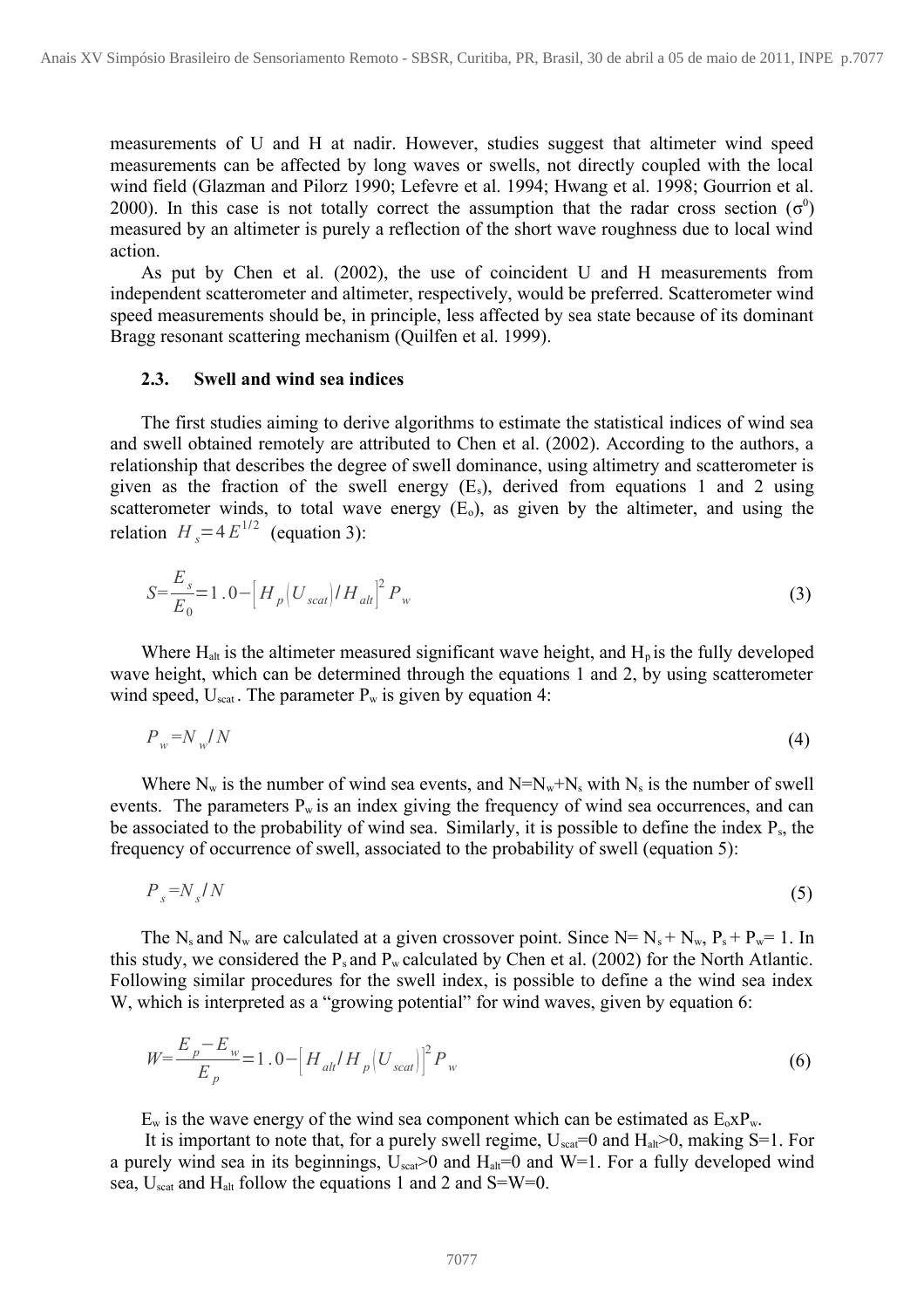measurements of U and H at nadir. However, studies suggest that altimeter wind speed measurements can be affected by long waves or swells, not directly coupled with the local wind field (Glazman and Pilorz 1990; Lefevre et al. 1994; Hwang et al. 1998; Gourrion et al. 2000). In this case is not totally correct the assumption that the radar cross section ($\sigma^0$) measured by an altimeter is purely a reflection of the short wave roughness due to local wind action.

As put by Chen et al. (2002), the use of coincident U and H measurements from independent scatterometer and altimeter, respectively, would be preferred. Scatterometer wind speed measurements should be, in principle, less affected by sea state because of its dominant Bragg resonant scattering mechanism (Quilfen et al. 1999).

### 2.3. Swell and wind sea indices

The first studies aiming to derive algorithms to estimate the statistical indices of wind sea and swell obtained remotely are attributed to Chen et al. (2002). According to the authors, a relationship that describes the degree of swell dominance, using altimetry and scatterometer is given as the fraction of the swell energy ($E_s$), derived from equations 1 and 2 using scatterometer winds, to total wave energy ($E_o$), as given by the altimeter, and using the relation $H_s = 4E^{1/2}$ (equation 3):

$$S = \frac{E_s}{E_0} = 1.0 - \left[ H_p(U_{scat}) / H_{alt} \right]^2 P_w \tag{3}$$

Where $H_{alt}$ is the altimeter measured significant wave height, and $H_p$ is the fully developed wave height, which can be determined through the equations 1 and 2, by using scatterometer wind speed, $U_{scat}$. The parameter $P_w$ is given by equation 4:

$$P_w = N_w / N \tag{4}$$

Where $N_w$ is the number of wind sea events, and $N=N_w+N_s$ with $N_s$ is the number of swell events. The parameters $P_w$ is an index giving the frequency of wind sea occurrences, and can be associated to the probability of wind sea. Similarly, it is possible to define the index $P_s$, the frequency of occurrence of swell, associated to the probability of swell (equation 5):

$$P_s = N_s / N \tag{5}$$

The $N_s$ and $N_w$ are calculated at a given crossover point. Since $N = N_s + N_w$, $P_s + P_w = 1$. In this study, we considered the $P_s$ and $P_w$ calculated by Chen et al. (2002) for the North Atlantic. Following similar procedures for the swell index, is possible to define a the wind sea index W, which is interpreted as a "growing potential" for wind waves, given by equation 6:

$$W = \frac{E_p - E_w}{E_p} = 1.0 - \left[ H_{alt} / H_p(U_{scat}) \right]^2 P_w \tag{6}$$

$E_w$ is the wave energy of the wind sea component which can be estimated as $E_o x P_w$.

It is important to note that, for a purely swell regime, $U_{scat}=0$ and $H_{alt}>0$, making S=1. For a purely wind sea in its beginnings, $U_{scat}>0$ and $H_{alt}=0$ and W=1. For a fully developed wind sea, $U_{scat}$ and $H_{alt}$ follow the equations 1 and 2 and S=W=0.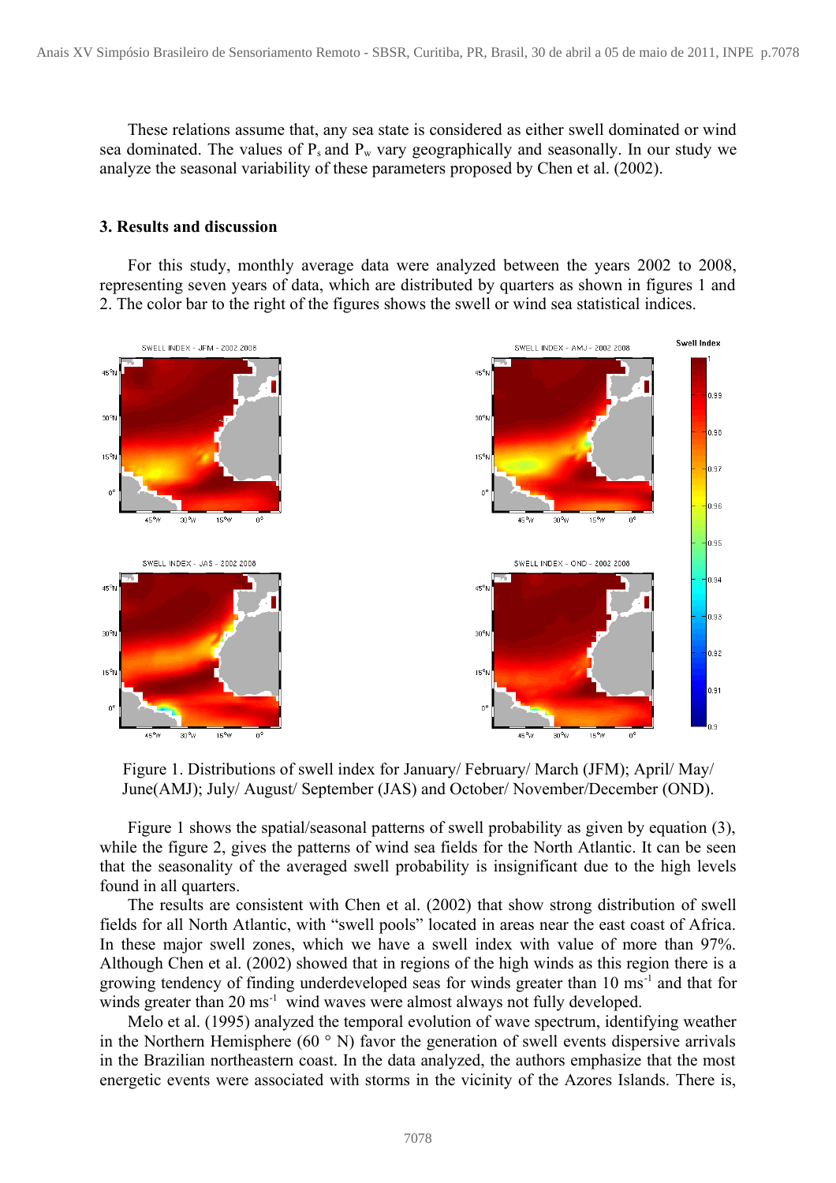These relations assume that, any sea state is considered as either swell dominated or wind sea dominated. The values of $P_s$ and $P_w$ vary geographically and seasonally. In our study we analyze the seasonal variability of these parameters proposed by Chen et al. (2002).

## 3. Results and discussion

For this study, monthly average data were analyzed between the years 2002 to 2008, representing seven years of data, which are distributed by quarters as shown in figures 1 and 2. The color bar to the right of the figures shows the swell or wind sea statistical indices.

Figure 1. Distributions of swell index for January/ February/ March (JFM); April/ May/ June(AMJ); July/ August/ September (JAS) and October/ November/December (OND).

Figure 1 shows the spatial/seasonal patterns of swell probability as given by equation (3), while the figure 2, gives the patterns of wind sea fields for the North Atlantic. It can be seen that the seasonality of the averaged swell probability is insignificant due to the high levels found in all quarters.

The results are consistent with Chen et al. (2002) that show strong distribution of swell fields for all North Atlantic, with "swell pools" located in areas near the east coast of Africa. In these major swell zones, which we have a swell index with value of more than 97%. Although Chen et al. (2002) showed that in regions of the high winds as this region there is a growing tendency of finding underdeveloped seas for winds greater than 10 $ms^{-1}$ and that for winds greater than 20 $ms^{-1}$ wind waves were almost always not fully developed.

Melo et al. (1995) analyzed the temporal evolution of wave spectrum, identifying weather in the Northern Hemisphere (60 ° N) favor the generation of swell events dispersive arrivals in the Brazilian northeastern coast. In the data analyzed, the authors emphasize that the most energetic events were associated with storms in the vicinity of the Azores Islands. There is,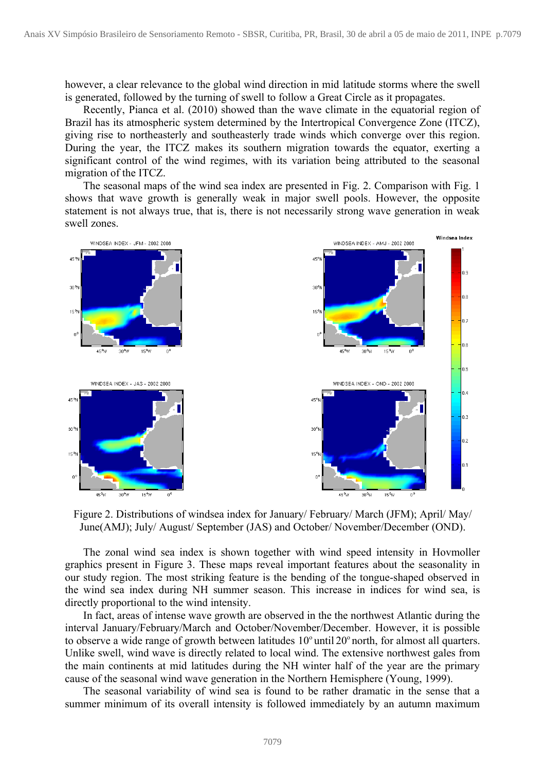however, a clear relevance to the global wind direction in mid latitude storms where the swell is generated, followed by the turning of swell to follow a Great Circle as it propagates.

Recently, Pianca et al. (2010) showed than the wave climate in the equatorial region of Brazil has its atmospheric system determined by the Intertropical Convergence Zone (ITCZ), giving rise to northeasterly and southeasterly trade winds which converge over this region. During the year, the ITCZ makes its southern migration towards the equator, exerting a significant control of the wind regimes, with its variation being attributed to the seasonal migration of the ITCZ.

The seasonal maps of the wind sea index are presented in Fig. 2. Comparison with Fig. 1 shows that wave growth is generally weak in major swell pools. However, the opposite statement is not always true, that is, there is not necessarily strong wave generation in weak swell zones.

Figure 2. Distributions of windsea index for January/ February/ March (JFM); April/ May/ June(AMJ); July/ August/ September (JAS) and October/ November/December (OND).

The zonal wind sea index is shown together with wind speed intensity in Hovmoller graphics present in Figure 3. These maps reveal important features about the seasonality in our study region. The most striking feature is the bending of the tongue-shaped observed in the wind sea index during NH summer season. This increase in indices for wind sea, is directly proportional to the wind intensity.

In fact, areas of intense wave growth are observed in the the northwest Atlantic during the interval January/February/March and October/November/December. However, it is possible to observe a wide range of growth between latitudes 10º until 20º north, for almost all quarters. Unlike swell, wind wave is directly related to local wind. The extensive northwest gales from the main continents at mid latitudes during the NH winter half of the year are the primary cause of the seasonal wind wave generation in the Northern Hemisphere (Young, 1999).

The seasonal variability of wind sea is found to be rather dramatic in the sense that a summer minimum of its overall intensity is followed immediately by an autumn maximum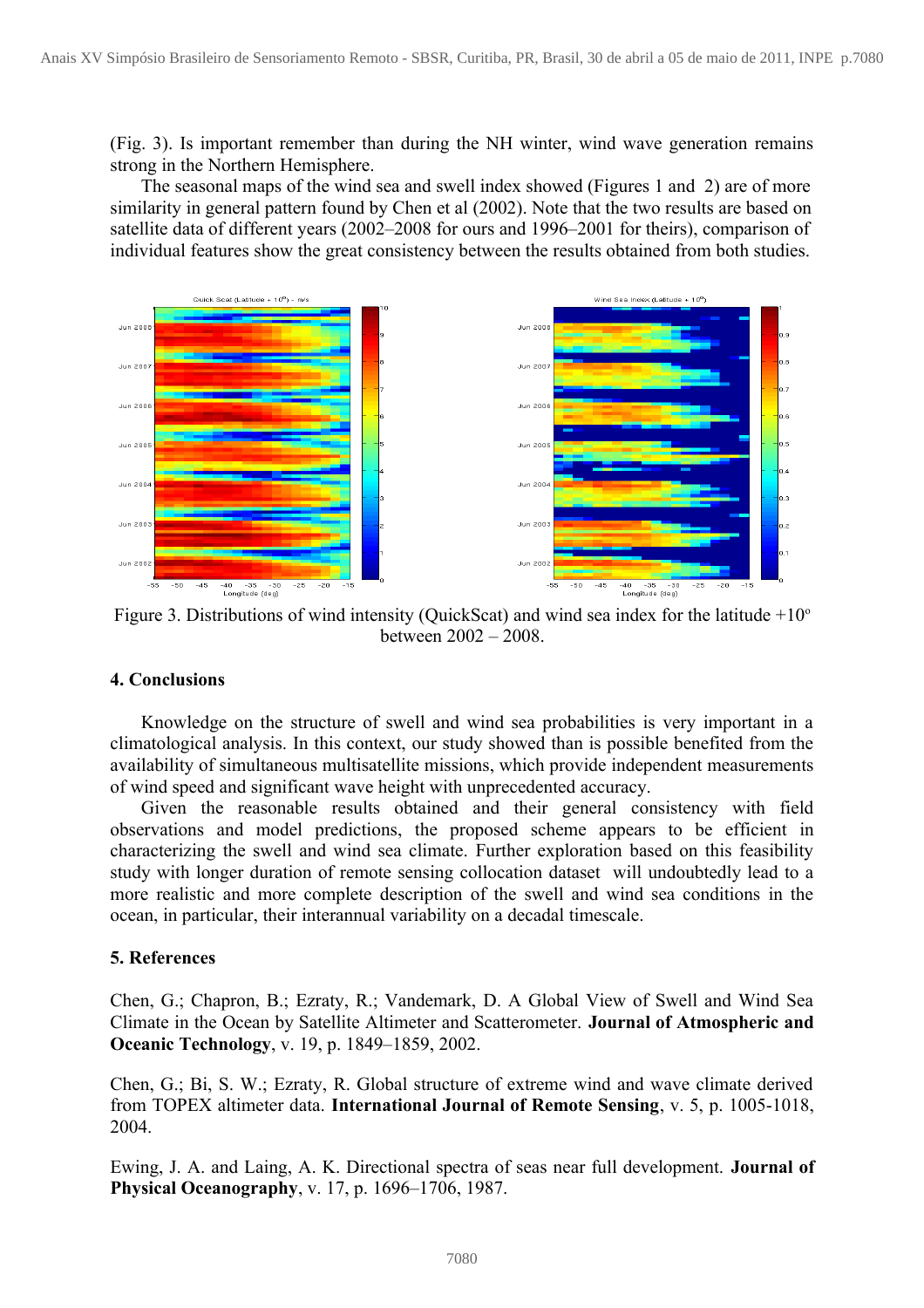(Fig. 3). Is important remember than during the NH winter, wind wave generation remains strong in the Northern Hemisphere.

The seasonal maps of the wind sea and swell index showed (Figures 1 and 2) are of more similarity in general pattern found by Chen et al (2002). Note that the two results are based on satellite data of different years (2002–2008 for ours and 1996–2001 for theirs), comparison of individual features show the great consistency between the results obtained from both studies.

Figure 3. Distributions of wind intensity (QuickScat) and wind sea index for the latitude +10º between 2002 – 2008.

## 4. Conclusions

Knowledge on the structure of swell and wind sea probabilities is very important in a climatological analysis. In this context, our study showed than is possible benefited from the availability of simultaneous multisatellite missions, which provide independent measurements of wind speed and significant wave height with unprecedented accuracy.

Given the reasonable results obtained and their general consistency with field observations and model predictions, the proposed scheme appears to be efficient in characterizing the swell and wind sea climate. Further exploration based on this feasibility study with longer duration of remote sensing collocation dataset will undoubtedly lead to a more realistic and more complete description of the swell and wind sea conditions in the ocean, in particular, their interannual variability on a decadal timescale.

## 5. References

Chen, G.; Chapron, B.; Ezraty, R.; Vandemark, D. A Global View of Swell and Wind Sea Climate in the Ocean by Satellite Altimeter and Scatterometer. **Journal of Atmospheric and Oceanic Technology**, v. 19, p. 1849–1859, 2002.

Chen, G.; Bi, S. W.; Ezraty, R. Global structure of extreme wind and wave climate derived from TOPEX altimeter data. **International Journal of Remote Sensing**, v. 5, p. 1005-1018, 2004.

Ewing, J. A. and Laing, A. K. Directional spectra of seas near full development. **Journal of Physical Oceanography**, v. 17, p. 1696–1706, 1987.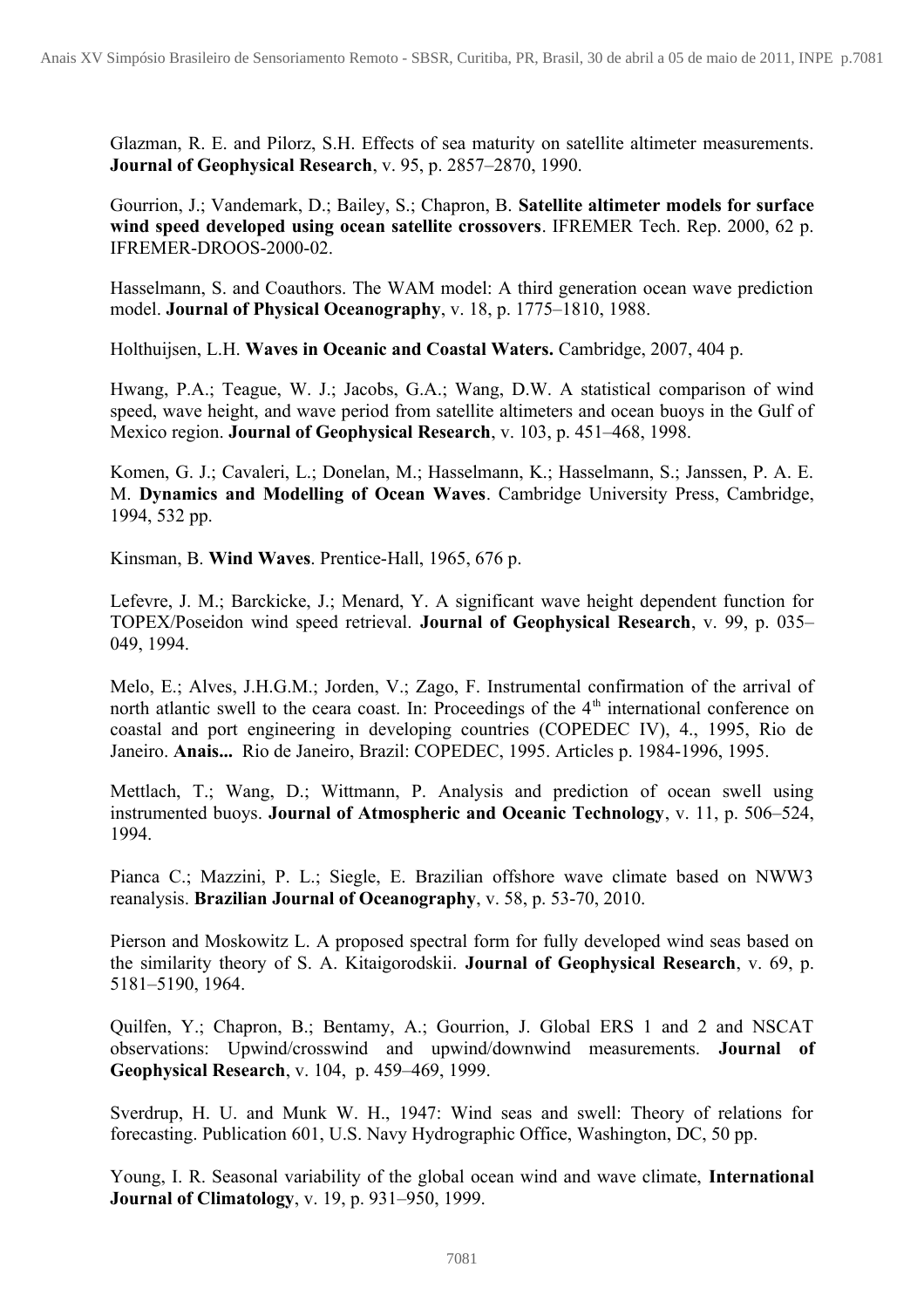Glazman, R. E. and Pilorz, S.H. Effects of sea maturity on satellite altimeter measurements. **Journal of Geophysical Research**, v. 95, p. 2857–2870, 1990.

Gourrion, J.; Vandemark, D.; Bailey, S.; Chapron, B. **Satellite altimeter models for surface wind speed developed using ocean satellite crossovers**. IFREMER Tech. Rep. 2000, 62 p. IFREMER-DROOS-2000-02.

Hasselmann, S. and Coauthors. The WAM model: A third generation ocean wave prediction model. **Journal of Physical Oceanography**, v. 18, p. 1775–1810, 1988.

Holthuijsen, L.H. **Waves in Oceanic and Coastal Waters.** Cambridge, 2007, 404 p.

Hwang, P.A.; Teague, W. J.; Jacobs, G.A.; Wang, D.W. A statistical comparison of wind speed, wave height, and wave period from satellite altimeters and ocean buoys in the Gulf of Mexico region. **Journal of Geophysical Research**, v. 103, p. 451–468, 1998.

Komen, G. J.; Cavaleri, L.; Donelan, M.; Hasselmann, K.; Hasselmann, S.; Janssen, P. A. E. M. **Dynamics and Modelling of Ocean Waves**. Cambridge University Press, Cambridge, 1994, 532 pp.

Kinsman, B. **Wind Waves**. Prentice-Hall, 1965, 676 p.

Lefevre, J. M.; Barckicke, J.; Menard, Y. A significant wave height dependent function for TOPEX/Poseidon wind speed retrieval. **Journal of Geophysical Research**, v. 99, p. 035–049, 1994.

Melo, E.; Alves, J.H.G.M.; Jorden, V.; Zago, F. Instrumental confirmation of the arrival of north atlantic swell to the ceara coast. In: Proceedings of the 4th international conference on coastal and port engineering in developing countries (COPEDEC IV), 4., 1995, Rio de Janeiro. **Anais...** Rio de Janeiro, Brazil: COPEDEC, 1995. Articles p. 1984-1996, 1995.

Mettlach, T.; Wang, D.; Wittmann, P. Analysis and prediction of ocean swell using instrumented buoys. **Journal of Atmospheric and Oceanic Technology**, v. 11, p. 506–524, 1994.

Pianca C.; Mazzini, P. L.; Siegle, E. Brazilian offshore wave climate based on NWW3 reanalysis. **Brazilian Journal of Oceanography**, v. 58, p. 53-70, 2010.

Pierson and Moskowitz L. A proposed spectral form for fully developed wind seas based on the similarity theory of S. A. Kitaigorodskii. **Journal of Geophysical Research**, v. 69, p. 5181–5190, 1964.

Quilfen, Y.; Chapron, B.; Bentamy, A.; Gourrion, J. Global ERS 1 and 2 and NSCAT observations: Upwind/crosswind and upwind/downwind measurements. **Journal of Geophysical Research**, v. 104, p. 459–469, 1999.

Sverdrup, H. U. and Munk W. H., 1947: Wind seas and swell: Theory of relations for forecasting. Publication 601, U.S. Navy Hydrographic Office, Washington, DC, 50 pp.

Young, I. R. Seasonal variability of the global ocean wind and wave climate, **International Journal of Climatology**, v. 19, p. 931–950, 1999.